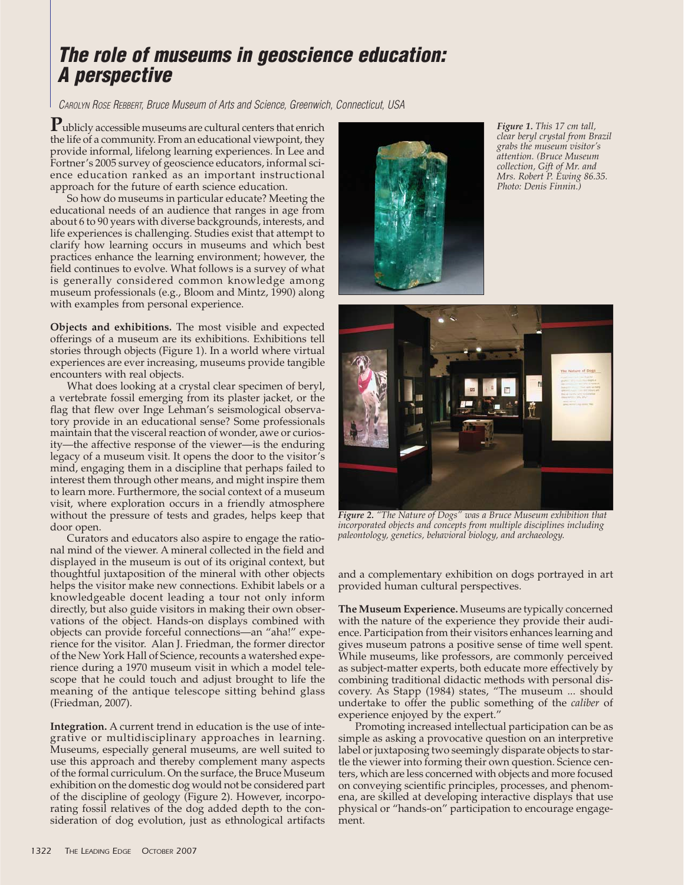# *The role of museums in geoscience education: A perspective*

CAROLYN ROSE REBBERT, *Bruce Museum of Arts and Science, Greenwich, Connecticut, USA*

Publicly accessible museums are cultural centers that enrich the life of a community. From an educational viewpoint, they provide informal, lifelong learning experiences. In Lee and Fortner's 2005 survey of geoscience educators, informal science education ranked as an important instructional approach for the future of earth science education.

So how do museums in particular educate? Meeting the educational needs of an audience that ranges in age from about 6 to 90 years with diverse backgrounds, interests, and life experiences is challenging. Studies exist that attempt to clarify how learning occurs in museums and which best practices enhance the learning environment; however, the field continues to evolve. What follows is a survey of what is generally considered common knowledge among museum professionals (e.g., Bloom and Mintz, 1990) along with examples from personal experience.

**Objects and exhibitions.** The most visible and expected offerings of a museum are its exhibitions. Exhibitions tell stories through objects (Figure 1). In a world where virtual experiences are ever increasing, museums provide tangible encounters with real objects.

What does looking at a crystal clear specimen of beryl, a vertebrate fossil emerging from its plaster jacket, or the flag that flew over Inge Lehman's seismological observatory provide in an educational sense? Some professionals maintain that the visceral reaction of wonder, awe or curiosity—the affective response of the viewer—is the enduring legacy of a museum visit. It opens the door to the visitor's mind, engaging them in a discipline that perhaps failed to interest them through other means, and might inspire them to learn more. Furthermore, the social context of a museum visit, where exploration occurs in a friendly atmosphere without the pressure of tests and grades, helps keep that door open.

Curators and educators also aspire to engage the rational mind of the viewer. A mineral collected in the field and displayed in the museum is out of its original context, but thoughtful juxtaposition of the mineral with other objects helps the visitor make new connections. Exhibit labels or a knowledgeable docent leading a tour not only inform directly, but also guide visitors in making their own observations of the object. Hands-on displays combined with objects can provide forceful connections—an "aha!" experience for the visitor. Alan J. Friedman, the former director of the New York Hall of Science, recounts a watershed experience during a 1970 museum visit in which a model telescope that he could touch and adjust brought to life the meaning of the antique telescope sitting behind glass (Friedman, 2007).

*Figure 1. This 17 cm tall, clear beryl crystal from Brazil grabs the museum visitor's attention. (Bruce Museum collection, Gift of Mr. and Mrs. Robert P. Ewing 86.35. Photo: Denis Finnin.)*

*Figure 2. "The Nature of Dogs" was a Bruce Museum exhibition that incorporated objects and concepts from multiple disciplines including paleontology, genetics, behavioral biology, and archaeology.*

**Integration.** A current trend in education is the use of integrative or multidisciplinary approaches in learning. Museums, especially general museums, are well suited to use this approach and thereby complement many aspects of the formal curriculum. On the surface, the Bruce Museum exhibition on the domestic dog would not be considered part of the discipline of geology (Figure 2). However, incorporating fossil relatives of the dog added depth to the consideration of dog evolution, just as ethnological artifacts and a complementary exhibition on dogs portrayed in art provided human cultural perspectives.

**The Museum Experience.** Museums are typically concerned with the nature of the experience they provide their audience. Participation from their visitors enhances learning and gives museum patrons a positive sense of time well spent. While museums, like professors, are commonly perceived as subject-matter experts, both educate more effectively by combining traditional didactic methods with personal discovery. As Stapp (1984) states, "The museum ... should undertake to offer the public something of the *caliber* of experience enjoyed by the expert."

Promoting increased intellectual participation can be as simple as asking a provocative question on an interpretive label or juxtaposing two seemingly disparate objects to startle the viewer into forming their own question. Science centers, which are less concerned with objects and more focused on conveying scientific principles, processes, and phenomena, are skilled at developing interactive displays that use physical or "hands-on" participation to encourage engagement.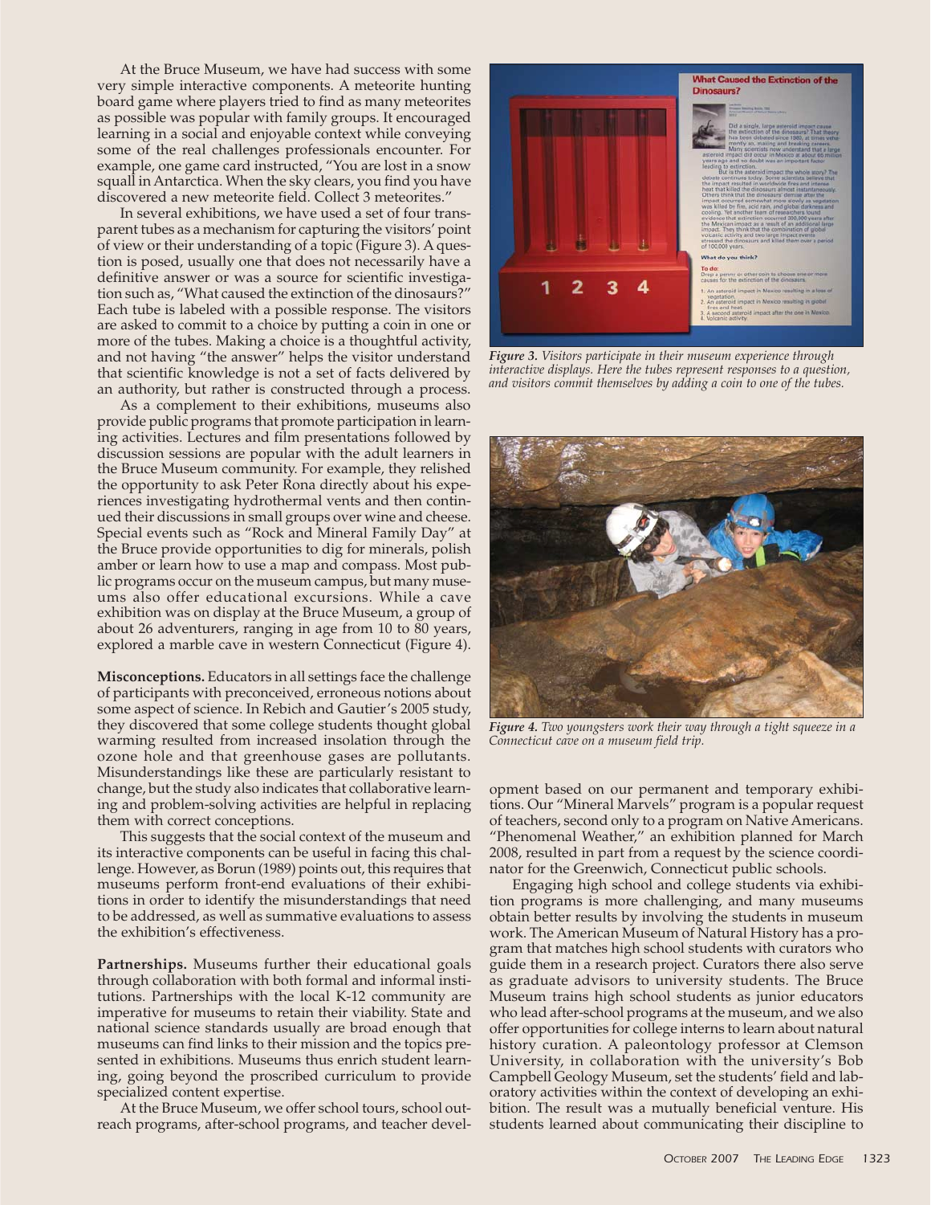At the Bruce Museum, we have had success with some very simple interactive components. A meteorite hunting board game where players tried to find as many meteorites as possible was popular with family groups. It encouraged learning in a social and enjoyable context while conveying some of the real challenges professionals encounter. For example, one game card instructed, "You are lost in a snow squall in Antarctica. When the sky clears, you find you have discovered a new meteorite field. Collect 3 meteorites."

In several exhibitions, we have used a set of four transparent tubes as a mechanism for capturing the visitors' point of view or their understanding of a topic (Figure 3). A question is posed, usually one that does not necessarily have a definitive answer or was a source for scientific investigation such as, "What caused the extinction of the dinosaurs?" Each tube is labeled with a possible response. The visitors are asked to commit to a choice by putting a coin in one or more of the tubes. Making a choice is a thoughtful activity, and not having "the answer" helps the visitor understand that scientific knowledge is not a set of facts delivered by an authority, but rather is constructed through a process.

As a complement to their exhibitions, museums also provide public programs that promote participation in learning activities. Lectures and film presentations followed by discussion sessions are popular with the adult learners in the Bruce Museum community. For example, they relished the opportunity to ask Peter Rona directly about his experiences investigating hydrothermal vents and then continued their discussions in small groups over wine and cheese. Special events such as "Rock and Mineral Family Day" at the Bruce provide opportunities to dig for minerals, polish amber or learn how to use a map and compass. Most public programs occur on the museum campus, but many museums also offer educational excursions. While a cave exhibition was on display at the Bruce Museum, a group of about 26 adventurers, ranging in age from 10 to 80 years, explored a marble cave in western Connecticut (Figure 4).

**Misconceptions.** Educators in all settings face the challenge of participants with preconceived, erroneous notions about some aspect of science. In Rebich and Gautier's 2005 study, they discovered that some college students thought global warming resulted from increased insolation through the ozone hole and that greenhouse gases are pollutants. Misunderstandings like these are particularly resistant to change, but the study also indicates that collaborative learning and problem-solving activities are helpful in replacing them with correct conceptions.

This suggests that the social context of the museum and its interactive components can be useful in facing this challenge. However, as Borun (1989) points out, this requires that museums perform front-end evaluations of their exhibitions in order to identify the misunderstandings that need to be addressed, as well as summative evaluations to assess the exhibition's effectiveness.

**Partnerships.** Museums further their educational goals through collaboration with both formal and informal institutions. Partnerships with the local K-12 community are imperative for museums to retain their viability. State and national science standards usually are broad enough that museums can find links to their mission and enrich the topics presented in exhibitions. Museums thus enrich student learning, going beyond the proscribed curriculum to provide specialized content expertise.

At the Bruce Museum, we offer school tours, school outreach programs, after-school programs, and teacher development based on our permanent and temporary exhibitions. Our "Mineral Marvels" program is a popular request of teachers, second only to a program on Native Americans. "Phenomenal Weather," an exhibition planned for March 2008, resulted in part from a request by the science coordinator for the Greenwich, Connecticut public schools.

Engaging high school and college students via exhibition programs is more challenging, and many museums obtain better results by involving the students in museum work. The American Museum of Natural History has a program that matches high school students with curators who guide them in a research project. Curators there also serve as graduate advisors to university students. The Bruce Museum trains high school students as junior educators who lead after-school programs at the museum, and we also offer opportunities for college interns to learn about natural history curation. A paleontology professor at Clemson University, in collaboration with the university's Bob Campbell Geology Museum, set the students' field and laboratory activities within the context of developing an exhibition. The result was a mutually beneficial venture. His students learned about communicating their discipline to

*Figure 3. Visitors participate in their museum experience through interactive displays. Here the tubes represent responses to a question, and visitors commit themselves by adding a coin to one of the tubes.*

*Figure 4. Two youngsters work their way through a tight squeeze in a Connecticut cave on a museum field trip.*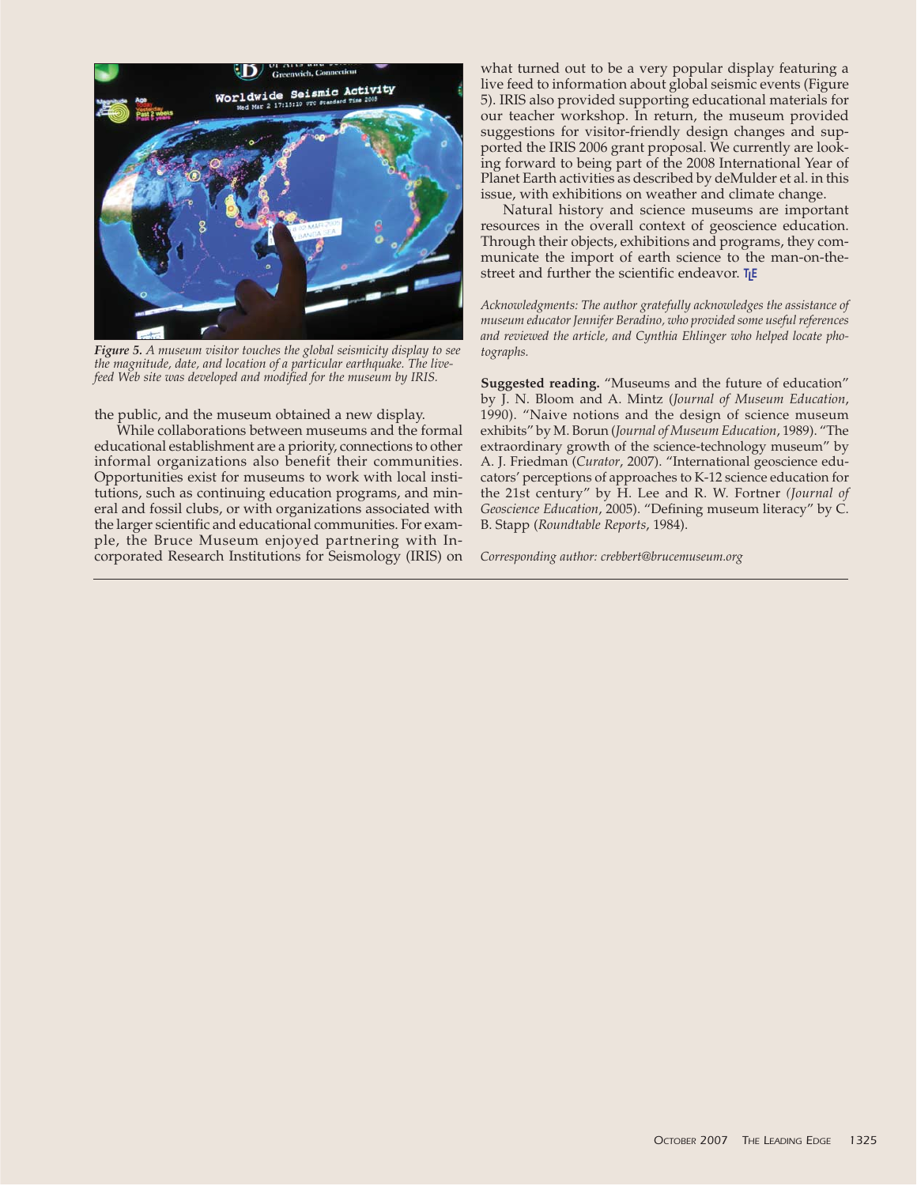*Figure 5. A museum visitor touches the global seismicity display to see the magnitude, date, and location of a particular earthquake. The live-feed Web site was developed and modified for the museum by IRIS.*

the public, and the museum obtained a new display.

While collaborations between museums and the formal educational establishment are a priority, connections to other informal organizations also benefit their communities. Opportunities exist for museums to work with local institutions, such as continuing education programs, and mineral and fossil clubs, or with organizations associated with the larger scientific and educational communities. For example, the Bruce Museum enjoyed partnering with Incorporated Research Institutions for Seismology (IRIS) on what turned out to be a very popular display featuring a live feed to information about global seismic events (Figure 5). IRIS also provided supporting educational materials for our teacher workshop. In return, the museum provided suggestions for visitor-friendly design changes and supported the IRIS 2006 grant proposal. We currently are looking forward to being part of the 2008 International Year of Planet Earth activities as described by deMulder et al. in this issue, with exhibitions on weather and climate change.

Natural history and science museums are important resources in the overall context of geoscience education. Through their objects, exhibitions and programs, they communicate the import of earth science to the man-on-the-street and further the scientific endeavor. TLE

*Acknowledgments: The author gratefully acknowledges the assistance of museum educator Jennifer Beradino, who provided some useful references and reviewed the article, and Cynthia Ehlinger who helped locate photographs.*

**Suggested reading.** "Museums and the future of education" by J. N. Bloom and A. Mintz (*Journal of Museum Education*, 1990). "Naive notions and the design of science museum exhibits" by M. Borun (*Journal of Museum Education*, 1989). "The extraordinary growth of the science-technology museum" by A. J. Friedman (*Curator*, 2007). "International geoscience educators' perceptions of approaches to K-12 science education for the 21st century" by H. Lee and R. W. Fortner *(Journal of Geoscience Education*, 2005). "Defining museum literacy" by C. B. Stapp (*Roundtable Reports*, 1984).

*Corresponding author: crebbert@brucemuseum.org*